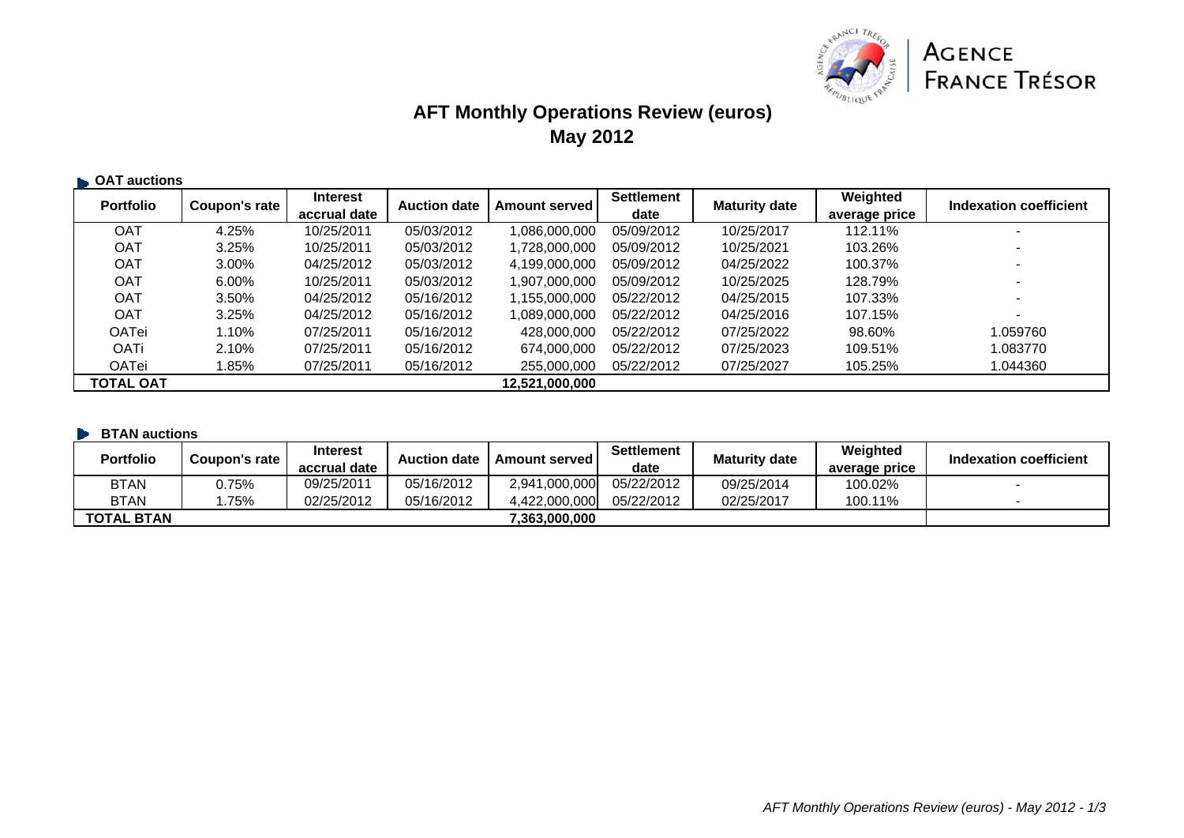AGENCE FRANCE TRÉSOR

# AFT Monthly Operations Review (euros)
## May 2012

### OAT auctions

| Portfolio | Coupon's rate | Interest accrual date | Auction date | Amount served | Settlement date | Maturity date | Weighted average price | Indexation coefficient |
|---|---|---|---|---|---|---|---|---|
| OAT | 4.25% | 10/25/2011 | 05/03/2012 | 1,086,000,000 | 05/09/2012 | 10/25/2017 | 112.11% | - |
| OAT | 3.25% | 10/25/2011 | 05/03/2012 | 1,728,000,000 | 05/09/2012 | 10/25/2021 | 103.26% | - |
| OAT | 3.00% | 04/25/2012 | 05/03/2012 | 4,199,000,000 | 05/09/2012 | 04/25/2022 | 100.37% | - |
| OAT | 6.00% | 10/25/2011 | 05/03/2012 | 1,907,000,000 | 05/09/2012 | 10/25/2025 | 128.79% | - |
| OAT | 3.50% | 04/25/2012 | 05/16/2012 | 1,155,000,000 | 05/22/2012 | 04/25/2015 | 107.33% | - |
| OAT | 3.25% | 04/25/2012 | 05/16/2012 | 1,089,000,000 | 05/22/2012 | 04/25/2016 | 107.15% | - |
| OATei | 1.10% | 07/25/2011 | 05/16/2012 | 428,000,000 | 05/22/2012 | 07/25/2022 | 98.60% | 1.059760 |
| OATi | 2.10% | 07/25/2011 | 05/16/2012 | 674,000,000 | 05/22/2012 | 07/25/2023 | 109.51% | 1.083770 |
| OATei | 1.85% | 07/25/2011 | 05/16/2012 | 255,000,000 | 05/22/2012 | 07/25/2027 | 105.25% | 1.044360 |
| **TOTAL OAT** | | | | **12,521,000,000** | | | | |

### BTAN auctions

| Portfolio | Coupon's rate | Interest accrual date | Auction date | Amount served | Settlement date | Maturity date | Weighted average price | Indexation coefficient |
|---|---|---|---|---|---|---|---|---|
| BTAN | 0.75% | 09/25/2011 | 05/16/2012 | 2,941,000,000 | 05/22/2012 | 09/25/2014 | 100.02% | - |
| BTAN | 1.75% | 02/25/2012 | 05/16/2012 | 4,422,000,000 | 05/22/2012 | 02/25/2017 | 100.11% | - |
| **TOTAL BTAN** | | | | **7,363,000,000** | | | | |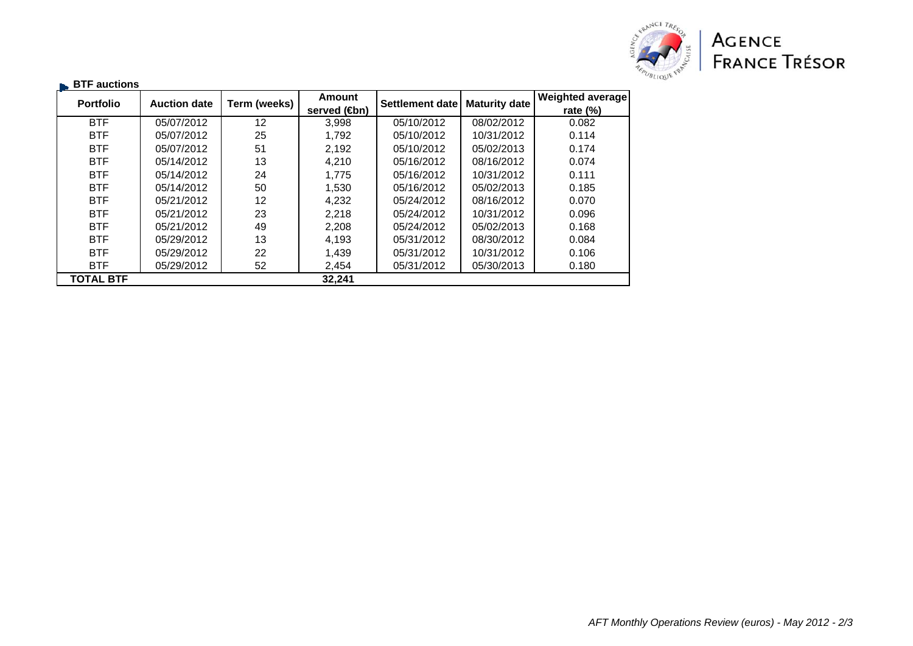AGENCE FRANCE TRÉSOR

### BTF auctions

| Portfolio | Auction date | Term (weeks) | Amount served (€bn) | Settlement date | Maturity date | Weighted average rate (%) |
|---|---|---|---|---|---|---|
| BTF | 05/07/2012 | 12 | 3,998 | 05/10/2012 | 08/02/2012 | 0.082 |
| BTF | 05/07/2012 | 25 | 1,792 | 05/10/2012 | 10/31/2012 | 0.114 |
| BTF | 05/07/2012 | 51 | 2,192 | 05/10/2012 | 05/02/2013 | 0.174 |
| BTF | 05/14/2012 | 13 | 4,210 | 05/16/2012 | 08/16/2012 | 0.074 |
| BTF | 05/14/2012 | 24 | 1,775 | 05/16/2012 | 10/31/2012 | 0.111 |
| BTF | 05/14/2012 | 50 | 1,530 | 05/16/2012 | 05/02/2013 | 0.185 |
| BTF | 05/21/2012 | 12 | 4,232 | 05/24/2012 | 08/16/2012 | 0.070 |
| BTF | 05/21/2012 | 23 | 2,218 | 05/24/2012 | 10/31/2012 | 0.096 |
| BTF | 05/21/2012 | 49 | 2,208 | 05/24/2012 | 05/02/2013 | 0.168 |
| BTF | 05/29/2012 | 13 | 4,193 | 05/31/2012 | 08/30/2012 | 0.084 |
| BTF | 05/29/2012 | 22 | 1,439 | 05/31/2012 | 10/31/2012 | 0.106 |
| BTF | 05/29/2012 | 52 | 2,454 | 05/31/2012 | 05/30/2013 | 0.180 |
| **TOTAL BTF** | | | **32,241** | | | |

*AFT Monthly Operations Review (euros) - May 2012 - 2/3*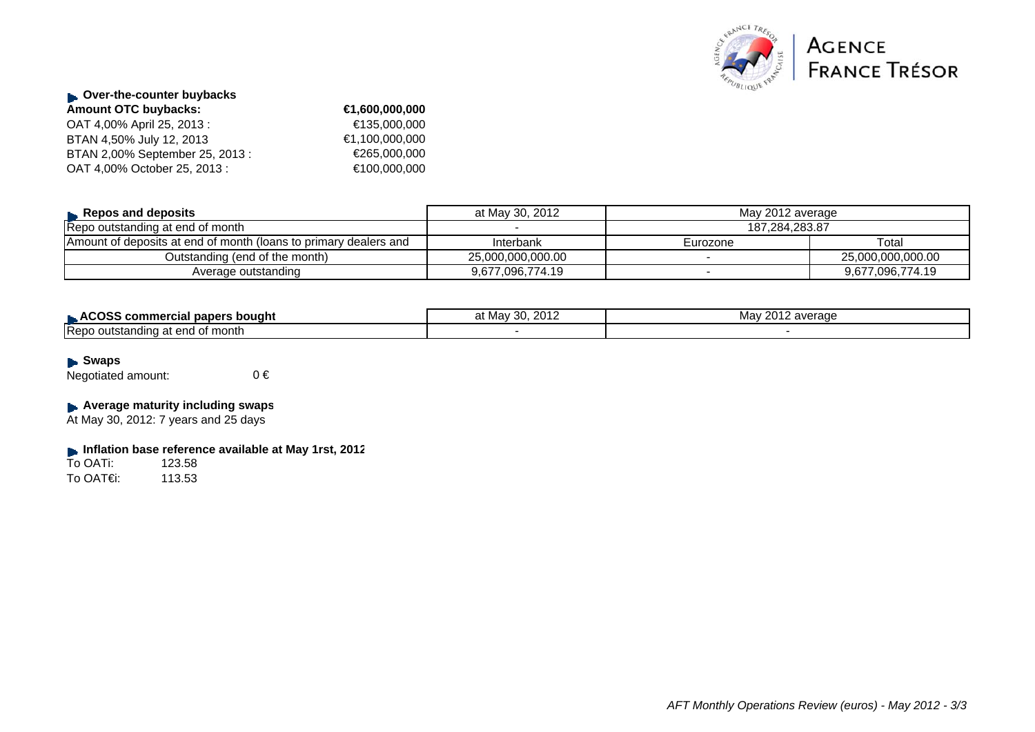### Over-the-counter buybacks

| | |
|---|---|
| **Amount OTC buybacks:** | **€1,600,000,000** |
| OAT 4,00% April 25, 2013 : | €135,000,000 |
| BTAN 4,50% July 12, 2013 | €1,100,000,000 |
| BTAN 2,00% September 25, 2013 : | €265,000,000 |
| OAT 4,00% October 25, 2013 : | €100,000,000 |

| **Repos and deposits** | at May 30, 2012 | May 2012 average | |
|---|---|---|---|
| Repo outstanding at end of month | - | 187,284,283.87 | |
| Amount of deposits at end of month (loans to primary dealers and | Interbank | Eurozone | Total |
| Outstanding (end of the month) | 25,000,000,000.00 | - | 25,000,000,000.00 |
| Average outstanding | 9,677,096,774.19 | - | 9,677,096,774.19 |

| **ACOSS commercial papers bought** | at May 30, 2012 | May 2012 average |
|---|---|---|
| Repo outstanding at end of month | - | - |

### Swaps

Negotiated amount: 0 €

### Average maturity including swaps

At May 30, 2012: 7 years and 25 days

### Inflation base reference available at May 1rst, 2012

| | |
|---|---|
| To OATi: | 123.58 |
| To OAT€i: | 113.53 |